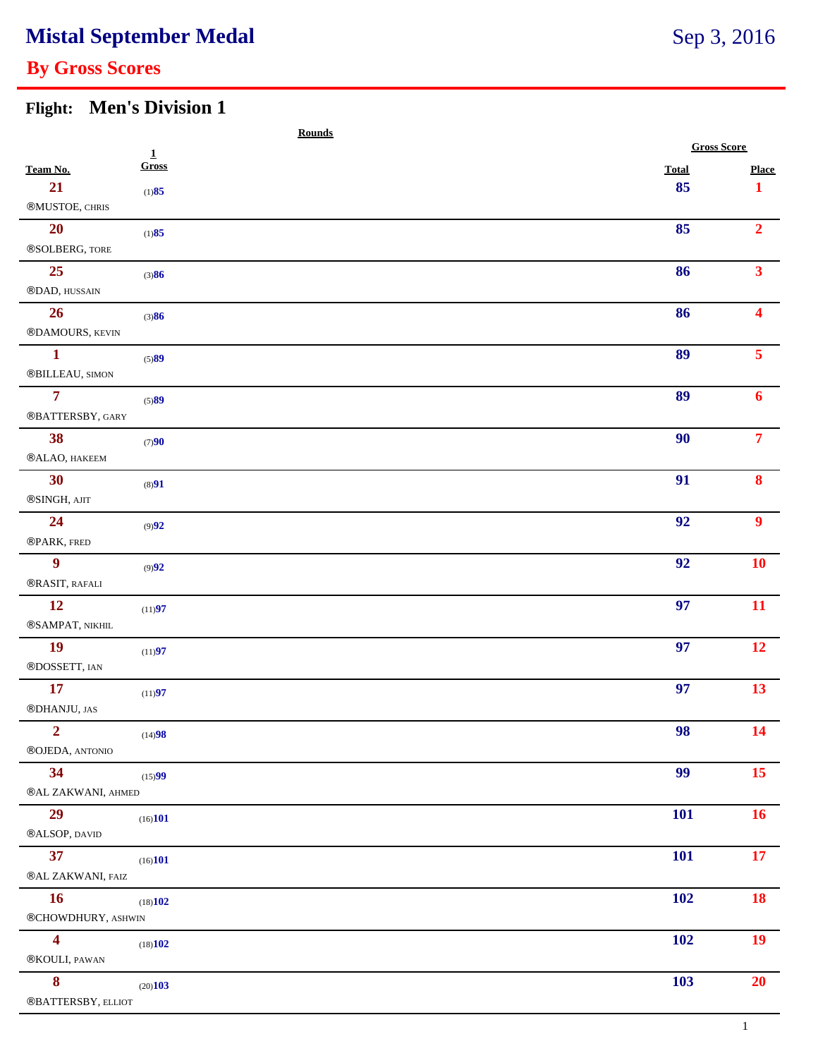# Mistal September Medal

Sep 3, 2016

## By Gross Scores

### Flight: Men's Division 1

| Team No. | Rounds 1 Gross | Gross Score Total | Place |
|---|---|---|---|
| 21 ®MUSTOE, CHRIS | (1)85 | 85 | 1 |
| 20 ®SOLBERG, TORE | (1)85 | 85 | 2 |
| 25 ®DAD, HUSSAIN | (3)86 | 86 | 3 |
| 26 ®DAMOURS, KEVIN | (3)86 | 86 | 4 |
| 1 ®BILLEAU, SIMON | (5)89 | 89 | 5 |
| 7 ®BATTERSBY, GARY | (5)89 | 89 | 6 |
| 38 ®ALAO, HAKEEM | (7)90 | 90 | 7 |
| 30 ®SINGH, AJIT | (8)91 | 91 | 8 |
| 24 ®PARK, FRED | (9)92 | 92 | 9 |
| 9 ®RASIT, RAFALI | (9)92 | 92 | 10 |
| 12 ®SAMPAT, NIKHIL | (11)97 | 97 | 11 |
| 19 ®DOSSETT, IAN | (11)97 | 97 | 12 |
| 17 ®DHANJU, JAS | (11)97 | 97 | 13 |
| 2 ®OJEDA, ANTONIO | (14)98 | 98 | 14 |
| 34 ®AL ZAKWANI, AHMED | (15)99 | 99 | 15 |
| 29 ®ALSOP, DAVID | (16)101 | 101 | 16 |
| 37 ®AL ZAKWANI, FAIZ | (16)101 | 101 | 17 |
| 16 ®CHOWDHURY, ASHWIN | (18)102 | 102 | 18 |
| 4 ®KOULI, PAWAN | (18)102 | 102 | 19 |
| 8 ®BATTERSBY, ELLIOT | (20)103 | 103 | 20 |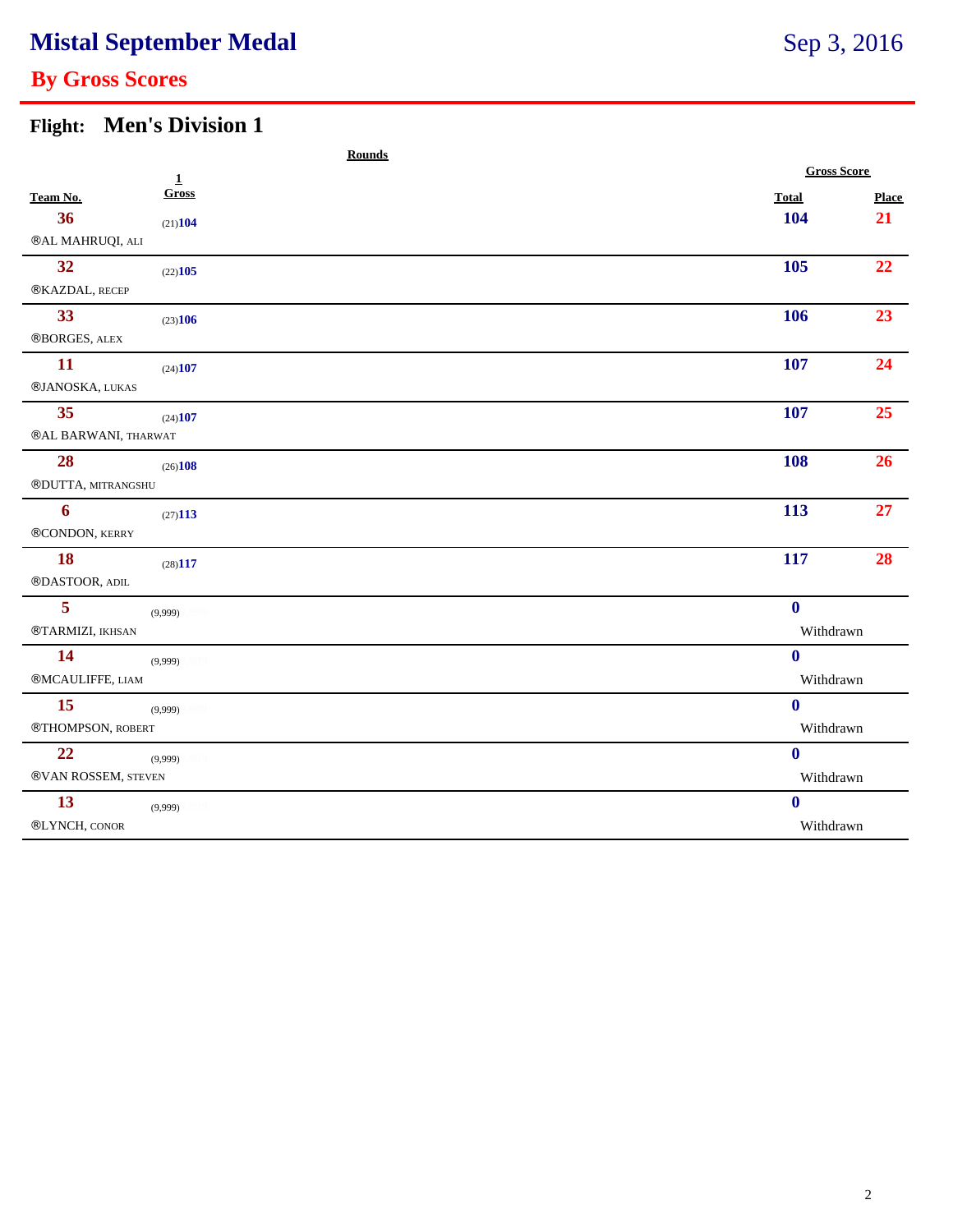# Mistal September Medal

Sep 3, 2016

## By Gross Scores

### Flight: Men's Division 1

| Team No. | Rounds 1 Gross | Gross Score Total | Place |
|---|---|---|---|
| 36 ®AL MAHRUQI, ALI | (21)104 | 104 | 21 |
| 32 ®KAZDAL, RECEP | (22)105 | 105 | 22 |
| 33 ®BORGES, ALEX | (23)106 | 106 | 23 |
| 11 ®JANOSKA, LUKAS | (24)107 | 107 | 24 |
| 35 ®AL BARWANI, THARWAT | (24)107 | 107 | 25 |
| 28 ®DUTTA, MITRANGSHU | (26)108 | 108 | 26 |
| 6 ®CONDON, KERRY | (27)113 | 113 | 27 |
| 18 ®DASTOOR, ADIL | (28)117 | 117 | 28 |
| 5 ®TARMIZI, IKHSAN | (9,999) | 0 Withdrawn | |
| 14 ®MCAULIFFE, LIAM | (9,999) | 0 Withdrawn | |
| 15 ®THOMPSON, ROBERT | (9,999) | 0 Withdrawn | |
| 22 ®VAN ROSSEM, STEVEN | (9,999) | 0 Withdrawn | |
| 13 ®LYNCH, CONOR | (9,999) | 0 Withdrawn | |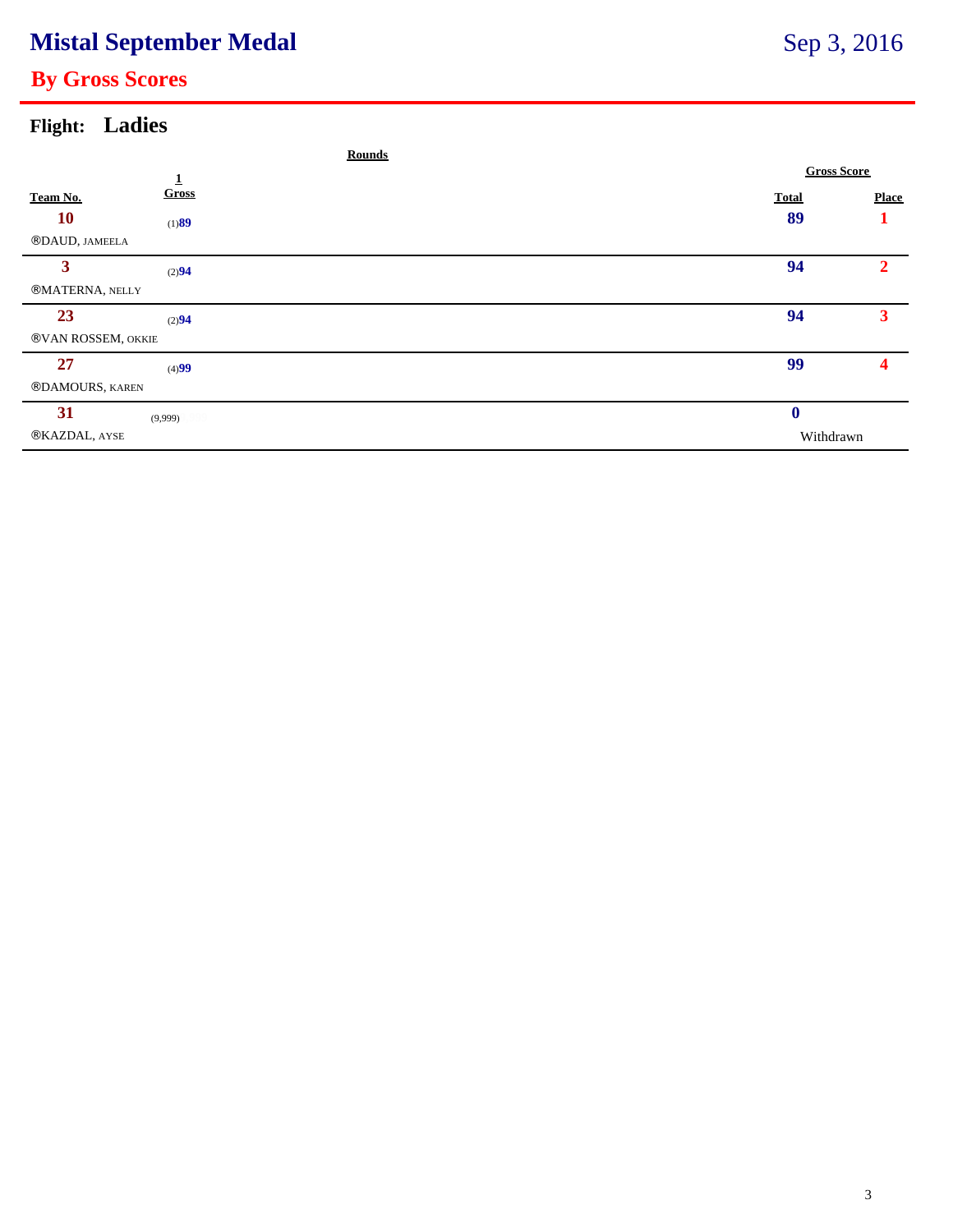# Mistal September Medal

Sep 3, 2016

## By Gross Scores

### Flight: Ladies

| Team No. | Rounds 1 Gross | Gross Score Total | Gross Score Place |
|---|---|---|---|
| 10 ®DAUD, JAMEELA | (1)89 | 89 | 1 |
| 3 ®MATERNA, NELLY | (2)94 | 94 | 2 |
| 23 ®VAN ROSSEM, OKKIE | (2)94 | 94 | 3 |
| 27 ®DAMOURS, KAREN | (4)99 | 99 | 4 |
| 31 ®KAZDAL, AYSE | (9,999) | 0 | Withdrawn |